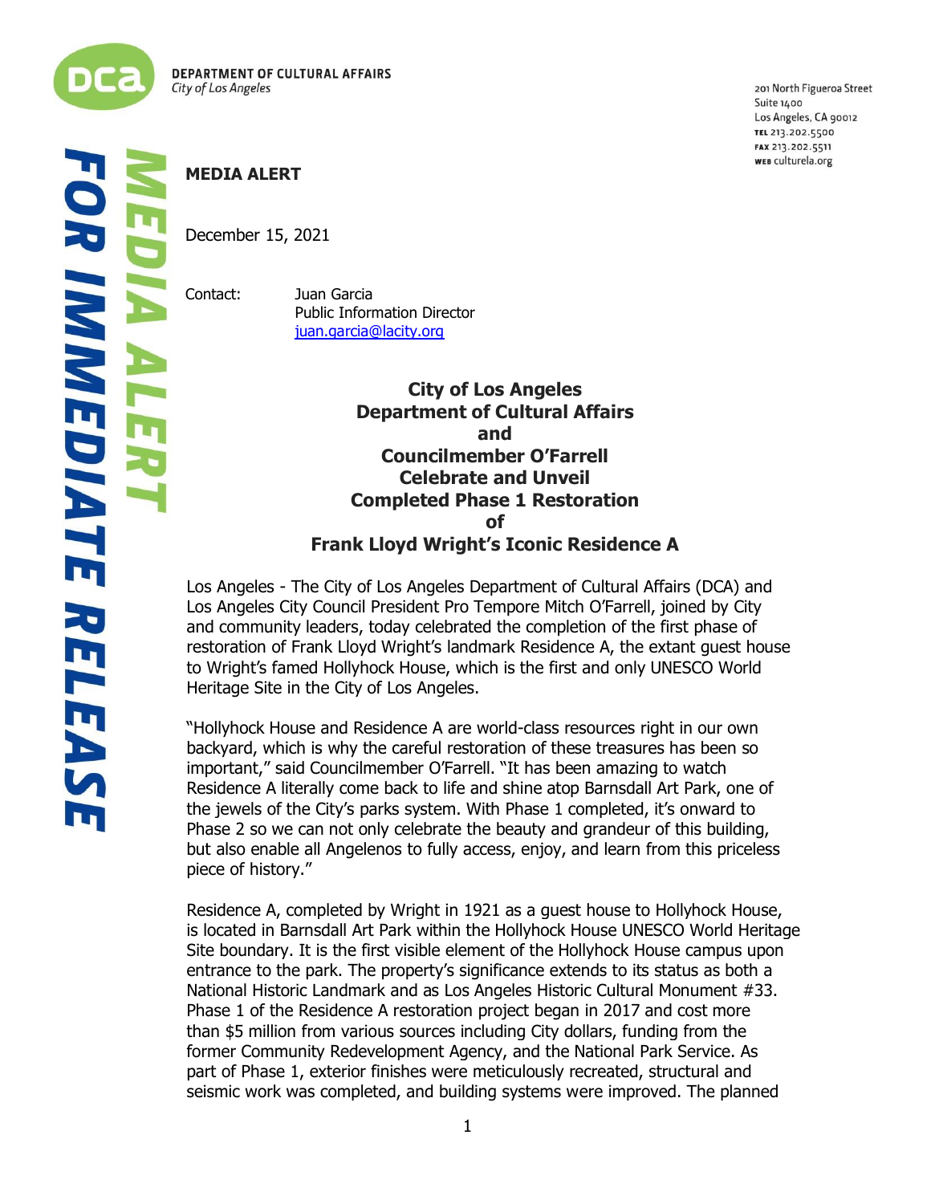DEPARTMENT OF CULTURAL AFFAIRS
*City of Los Angeles*

201 North Figueroa Street
Suite 1400
Los Angeles, CA 90012
TEL 213.202.5500
FAX 213.202.5511
WEB culturela.org

**MEDIA ALERT**
**FOR IMMEDIATE RELEASE**

**MEDIA ALERT**

December 15, 2021

Contact: Juan Garcia
Public Information Director
juan.garcia@lacity.org

## City of Los Angeles Department of Cultural Affairs and Councilmember O'Farrell Celebrate and Unveil Completed Phase 1 Restoration of Frank Lloyd Wright's Iconic Residence A

Los Angeles - The City of Los Angeles Department of Cultural Affairs (DCA) and Los Angeles City Council President Pro Tempore Mitch O'Farrell, joined by City and community leaders, today celebrated the completion of the first phase of restoration of Frank Lloyd Wright's landmark Residence A, the extant guest house to Wright's famed Hollyhock House, which is the first and only UNESCO World Heritage Site in the City of Los Angeles.

"Hollyhock House and Residence A are world-class resources right in our own backyard, which is why the careful restoration of these treasures has been so important," said Councilmember O'Farrell. "It has been amazing to watch Residence A literally come back to life and shine atop Barnsdall Art Park, one of the jewels of the City's parks system. With Phase 1 completed, it's onward to Phase 2 so we can not only celebrate the beauty and grandeur of this building, but also enable all Angelenos to fully access, enjoy, and learn from this priceless piece of history."

Residence A, completed by Wright in 1921 as a guest house to Hollyhock House, is located in Barnsdall Art Park within the Hollyhock House UNESCO World Heritage Site boundary. It is the first visible element of the Hollyhock House campus upon entrance to the park. The property's significance extends to its status as both a National Historic Landmark and as Los Angeles Historic Cultural Monument #33. Phase 1 of the Residence A restoration project began in 2017 and cost more than $5 million from various sources including City dollars, funding from the former Community Redevelopment Agency, and the National Park Service. As part of Phase 1, exterior finishes were meticulously recreated, structural and seismic work was completed, and building systems were improved. The planned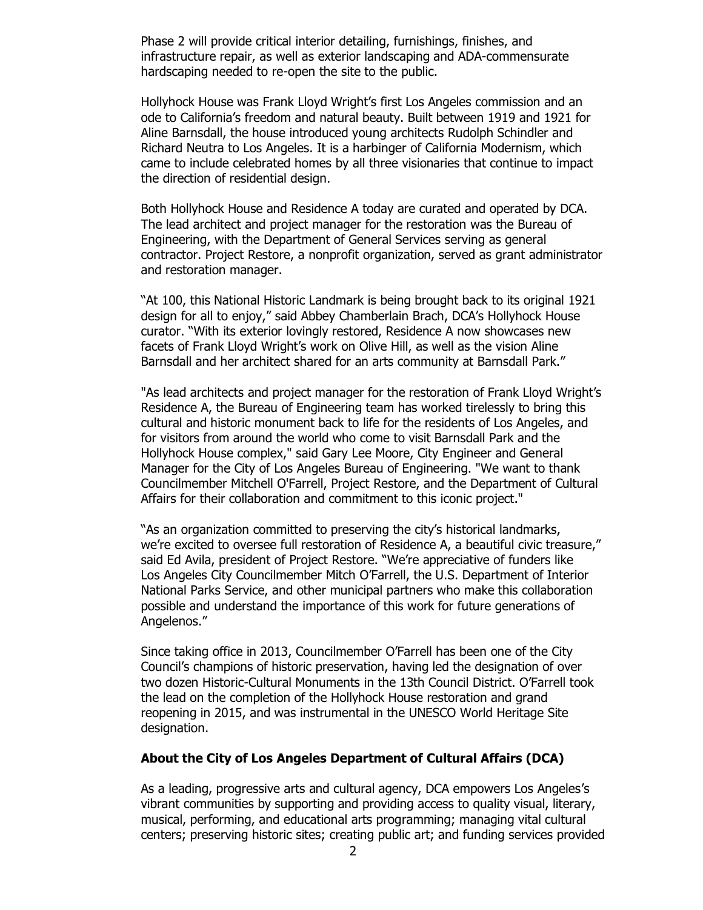Phase 2 will provide critical interior detailing, furnishings, finishes, and infrastructure repair, as well as exterior landscaping and ADA-commensurate hardscaping needed to re-open the site to the public.

Hollyhock House was Frank Lloyd Wright's first Los Angeles commission and an ode to California's freedom and natural beauty. Built between 1919 and 1921 for Aline Barnsdall, the house introduced young architects Rudolph Schindler and Richard Neutra to Los Angeles. It is a harbinger of California Modernism, which came to include celebrated homes by all three visionaries that continue to impact the direction of residential design.

Both Hollyhock House and Residence A today are curated and operated by DCA. The lead architect and project manager for the restoration was the Bureau of Engineering, with the Department of General Services serving as general contractor. Project Restore, a nonprofit organization, served as grant administrator and restoration manager.

"At 100, this National Historic Landmark is being brought back to its original 1921 design for all to enjoy," said Abbey Chamberlain Brach, DCA's Hollyhock House curator. "With its exterior lovingly restored, Residence A now showcases new facets of Frank Lloyd Wright's work on Olive Hill, as well as the vision Aline Barnsdall and her architect shared for an arts community at Barnsdall Park."

"As lead architects and project manager for the restoration of Frank Lloyd Wright's Residence A, the Bureau of Engineering team has worked tirelessly to bring this cultural and historic monument back to life for the residents of Los Angeles, and for visitors from around the world who come to visit Barnsdall Park and the Hollyhock House complex," said Gary Lee Moore, City Engineer and General Manager for the City of Los Angeles Bureau of Engineering. "We want to thank Councilmember Mitchell O'Farrell, Project Restore, and the Department of Cultural Affairs for their collaboration and commitment to this iconic project."

"As an organization committed to preserving the city's historical landmarks, we're excited to oversee full restoration of Residence A, a beautiful civic treasure," said Ed Avila, president of Project Restore. "We're appreciative of funders like Los Angeles City Councilmember Mitch O'Farrell, the U.S. Department of Interior National Parks Service, and other municipal partners who make this collaboration possible and understand the importance of this work for future generations of Angelenos."

Since taking office in 2013, Councilmember O'Farrell has been one of the City Council's champions of historic preservation, having led the designation of over two dozen Historic-Cultural Monuments in the 13th Council District. O'Farrell took the lead on the completion of the Hollyhock House restoration and grand reopening in 2015, and was instrumental in the UNESCO World Heritage Site designation.

**About the City of Los Angeles Department of Cultural Affairs (DCA)**

As a leading, progressive arts and cultural agency, DCA empowers Los Angeles's vibrant communities by supporting and providing access to quality visual, literary, musical, performing, and educational arts programming; managing vital cultural centers; preserving historic sites; creating public art; and funding services provided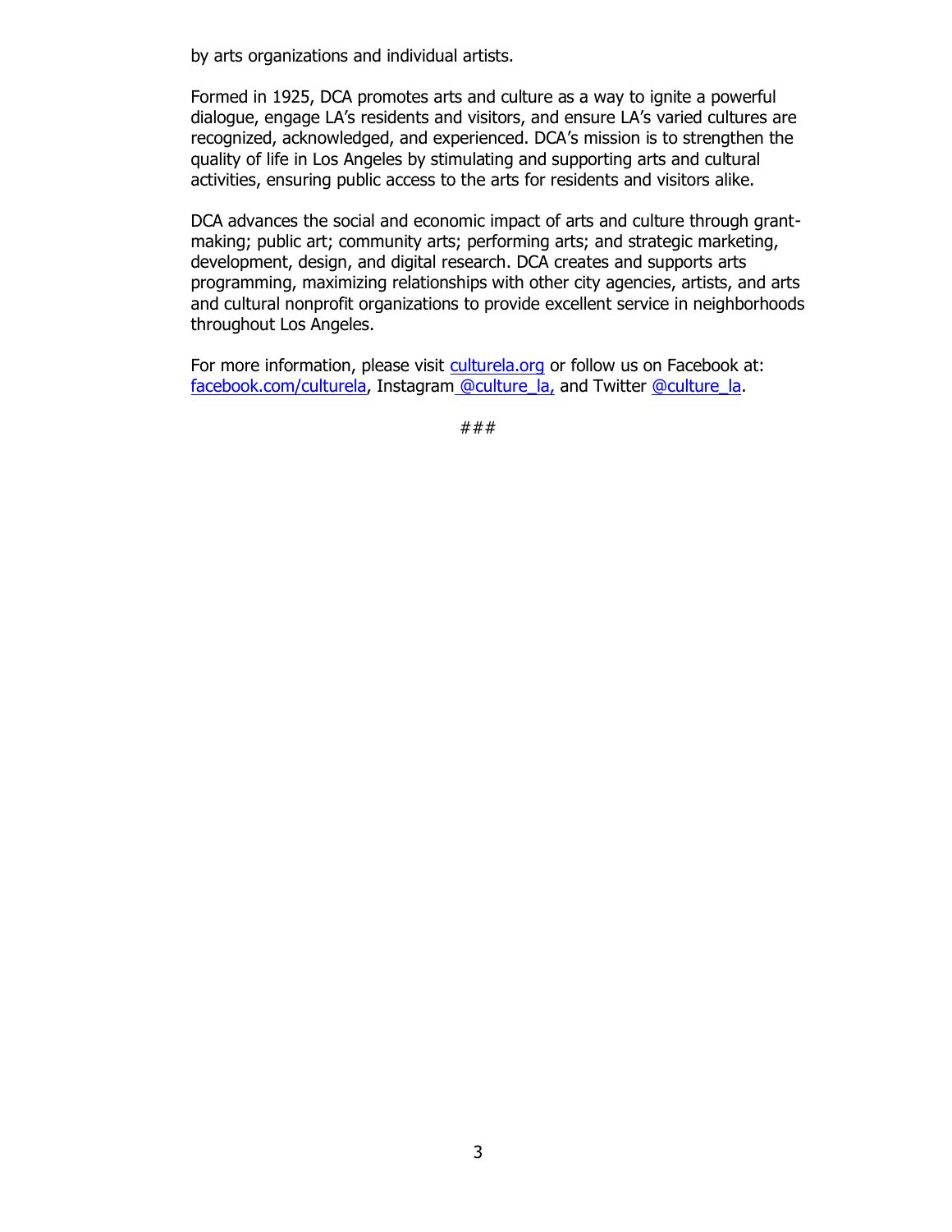by arts organizations and individual artists.

Formed in 1925, DCA promotes arts and culture as a way to ignite a powerful dialogue, engage LA's residents and visitors, and ensure LA's varied cultures are recognized, acknowledged, and experienced. DCA's mission is to strengthen the quality of life in Los Angeles by stimulating and supporting arts and cultural activities, ensuring public access to the arts for residents and visitors alike.

DCA advances the social and economic impact of arts and culture through grant-making; public art; community arts; performing arts; and strategic marketing, development, design, and digital research. DCA creates and supports arts programming, maximizing relationships with other city agencies, artists, and arts and cultural nonprofit organizations to provide excellent service in neighborhoods throughout Los Angeles.

For more information, please visit culturela.org or follow us on Facebook at: facebook.com/culturela, Instagram @culture_la, and Twitter @culture_la.

###